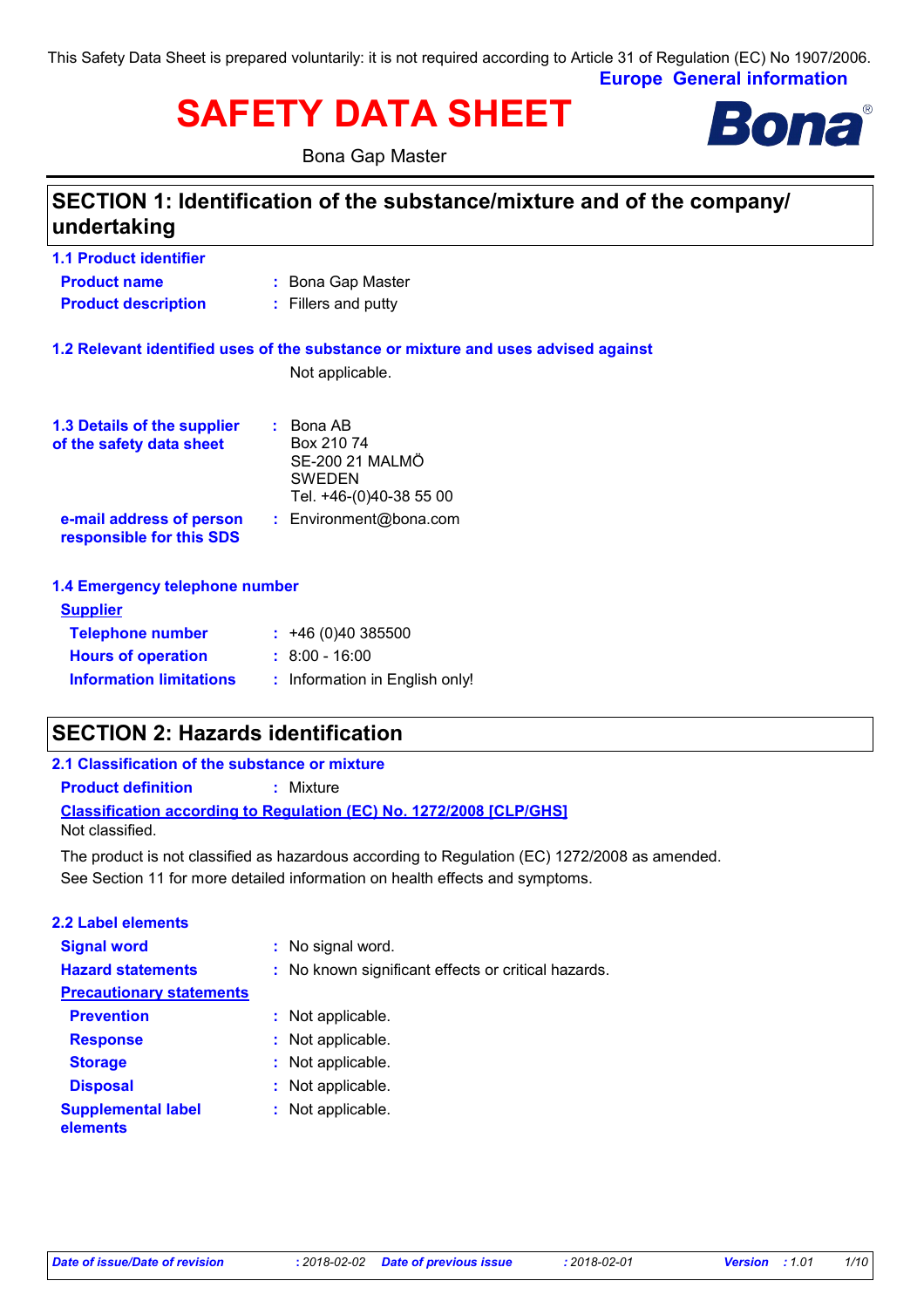This Safety Data Sheet is prepared voluntarily: it is not required according to Article 31 of Regulation (EC) No 1907/2006.

**Europe General information**

# SAFETY DATA SHEET

Bona Gap Master

## SECTION 1: Identification of the substance/mixture and of the company/undertaking

### 1.1 Product identifier

**Product name** : Bona Gap Master

**Product description** : Fillers and putty

### 1.2 Relevant identified uses of the substance or mixture and uses advised against

Not applicable.

### 1.3 Details of the supplier of the safety data sheet

: Bona AB
Box 210 74
SE-200 21 MALMÖ
SWEDEN
Tel. +46-(0)40-38 55 00

**e-mail address of person responsible for this SDS** : Environment@bona.com

### 1.4 Emergency telephone number

**Supplier**

**Telephone number** : +46 (0)40 385500

**Hours of operation** : 8:00 - 16:00

**Information limitations** : Information in English only!

## SECTION 2: Hazards identification

### 2.1 Classification of the substance or mixture

**Product definition** : Mixture

**Classification according to Regulation (EC) No. 1272/2008 [CLP/GHS]**

Not classified.

The product is not classified as hazardous according to Regulation (EC) 1272/2008 as amended.
See Section 11 for more detailed information on health effects and symptoms.

### 2.2 Label elements

**Signal word** : No signal word.

**Hazard statements** : No known significant effects or critical hazards.

**Precautionary statements**

**Prevention** : Not applicable.

**Response** : Not applicable.

**Storage** : Not applicable.

**Disposal** : Not applicable.

**Supplemental label elements** : Not applicable.

*Date of issue/Date of revision* : 2018-02-02 *Date of previous issue* : 2018-02-01 *Version* : 1.01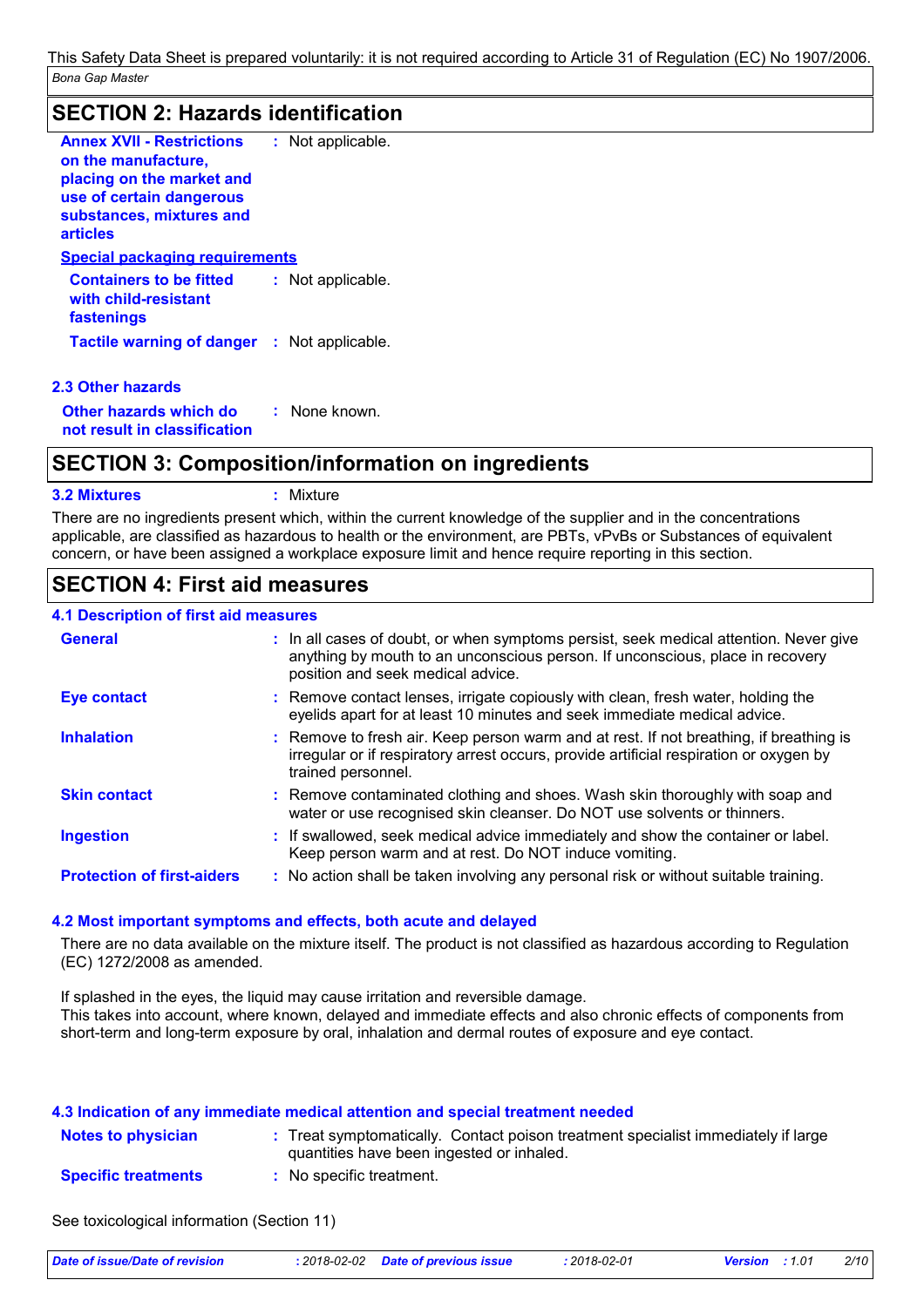This Safety Data Sheet is prepared voluntarily: it is not required according to Article 31 of Regulation (EC) No 1907/2006.

*Bona Gap Master*

## SECTION 2: Hazards identification

**Annex XVII - Restrictions on the manufacture, placing on the market and use of certain dangerous substances, mixtures and articles** : Not applicable.

**Special packaging requirements**

**Containers to be fitted with child-resistant fastenings** : Not applicable.

**Tactile warning of danger** : Not applicable.

### 2.3 Other hazards

**Other hazards which do not result in classification** : None known.

## SECTION 3: Composition/information on ingredients

**3.2 Mixtures** : Mixture

There are no ingredients present which, within the current knowledge of the supplier and in the concentrations applicable, are classified as hazardous to health or the environment, are PBTs, vPvBs or Substances of equivalent concern, or have been assigned a workplace exposure limit and hence require reporting in this section.

## SECTION 4: First aid measures

### 4.1 Description of first aid measures

**General** : In all cases of doubt, or when symptoms persist, seek medical attention. Never give anything by mouth to an unconscious person. If unconscious, place in recovery position and seek medical advice.

**Eye contact** : Remove contact lenses, irrigate copiously with clean, fresh water, holding the eyelids apart for at least 10 minutes and seek immediate medical advice.

**Inhalation** : Remove to fresh air. Keep person warm and at rest. If not breathing, if breathing is irregular or if respiratory arrest occurs, provide artificial respiration or oxygen by trained personnel.

**Skin contact** : Remove contaminated clothing and shoes. Wash skin thoroughly with soap and water or use recognised skin cleanser. Do NOT use solvents or thinners.

**Ingestion** : If swallowed, seek medical advice immediately and show the container or label. Keep person warm and at rest. Do NOT induce vomiting.

**Protection of first-aiders** : No action shall be taken involving any personal risk or without suitable training.

### 4.2 Most important symptoms and effects, both acute and delayed

There are no data available on the mixture itself. The product is not classified as hazardous according to Regulation (EC) 1272/2008 as amended.

If splashed in the eyes, the liquid may cause irritation and reversible damage.
This takes into account, where known, delayed and immediate effects and also chronic effects of components from short-term and long-term exposure by oral, inhalation and dermal routes of exposure and eye contact.

### 4.3 Indication of any immediate medical attention and special treatment needed

**Notes to physician** : Treat symptomatically. Contact poison treatment specialist immediately if large quantities have been ingested or inhaled.

**Specific treatments** : No specific treatment.

See toxicological information (Section 11)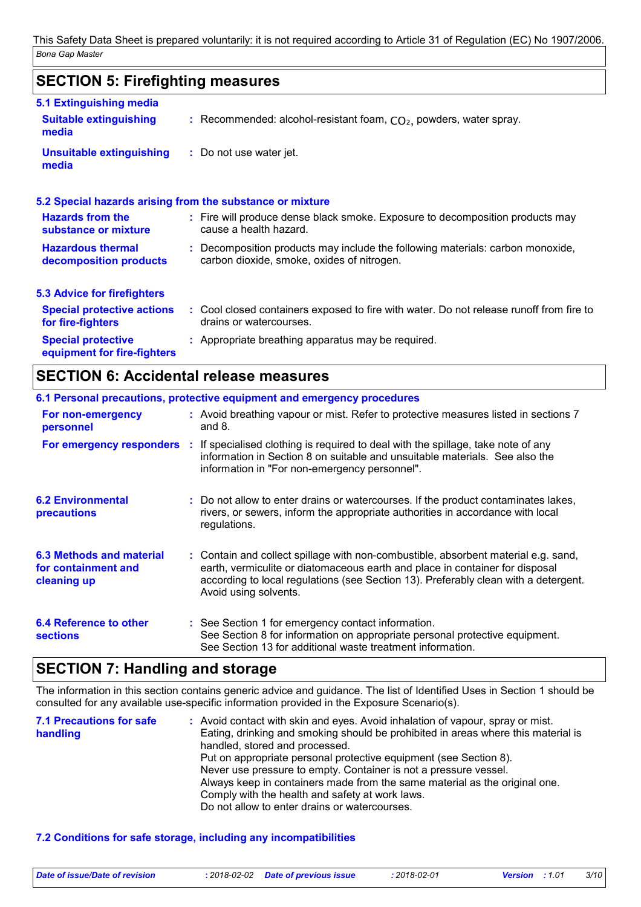This Safety Data Sheet is prepared voluntarily: it is not required according to Article 31 of Regulation (EC) No 1907/2006.

*Bona Gap Master*

## SECTION 5: Firefighting measures

### 5.1 Extinguishing media

**Suitable extinguishing media** : Recommended: alcohol-resistant foam, $CO_2$, powders, water spray.

**Unsuitable extinguishing media** : Do not use water jet.

### 5.2 Special hazards arising from the substance or mixture

**Hazards from the substance or mixture** : Fire will produce dense black smoke. Exposure to decomposition products may cause a health hazard.

**Hazardous thermal decomposition products** : Decomposition products may include the following materials: carbon monoxide, carbon dioxide, smoke, oxides of nitrogen.

### 5.3 Advice for firefighters

**Special protective actions for fire-fighters** : Cool closed containers exposed to fire with water. Do not release runoff from fire to drains or watercourses.

**Special protective equipment for fire-fighters** : Appropriate breathing apparatus may be required.

## SECTION 6: Accidental release measures

### 6.1 Personal precautions, protective equipment and emergency procedures

**For non-emergency personnel** : Avoid breathing vapour or mist. Refer to protective measures listed in sections 7 and 8.

**For emergency responders** : If specialised clothing is required to deal with the spillage, take note of any information in Section 8 on suitable and unsuitable materials. See also the information in "For non-emergency personnel".

**6.2 Environmental precautions** : Do not allow to enter drains or watercourses. If the product contaminates lakes, rivers, or sewers, inform the appropriate authorities in accordance with local regulations.

**6.3 Methods and material for containment and cleaning up** : Contain and collect spillage with non-combustible, absorbent material e.g. sand, earth, vermiculite or diatomaceous earth and place in container for disposal according to local regulations (see Section 13). Preferably clean with a detergent. Avoid using solvents.

**6.4 Reference to other sections** : See Section 1 for emergency contact information.
See Section 8 for information on appropriate personal protective equipment.
See Section 13 for additional waste treatment information.

## SECTION 7: Handling and storage

The information in this section contains generic advice and guidance. The list of Identified Uses in Section 1 should be consulted for any available use-specific information provided in the Exposure Scenario(s).

**7.1 Precautions for safe handling** : Avoid contact with skin and eyes. Avoid inhalation of vapour, spray or mist.
Eating, drinking and smoking should be prohibited in areas where this material is handled, stored and processed.
Put on appropriate personal protective equipment (see Section 8).
Never use pressure to empty. Container is not a pressure vessel.
Always keep in containers made from the same material as the original one.
Comply with the health and safety at work laws.
Do not allow to enter drains or watercourses.

### 7.2 Conditions for safe storage, including any incompatibilities

| Date of issue/Date of revision | : 2018-02-02 | Date of previous issue | : 2018-02-01 | Version | : 1.01 |
| --- | --- | --- | --- | --- | --- |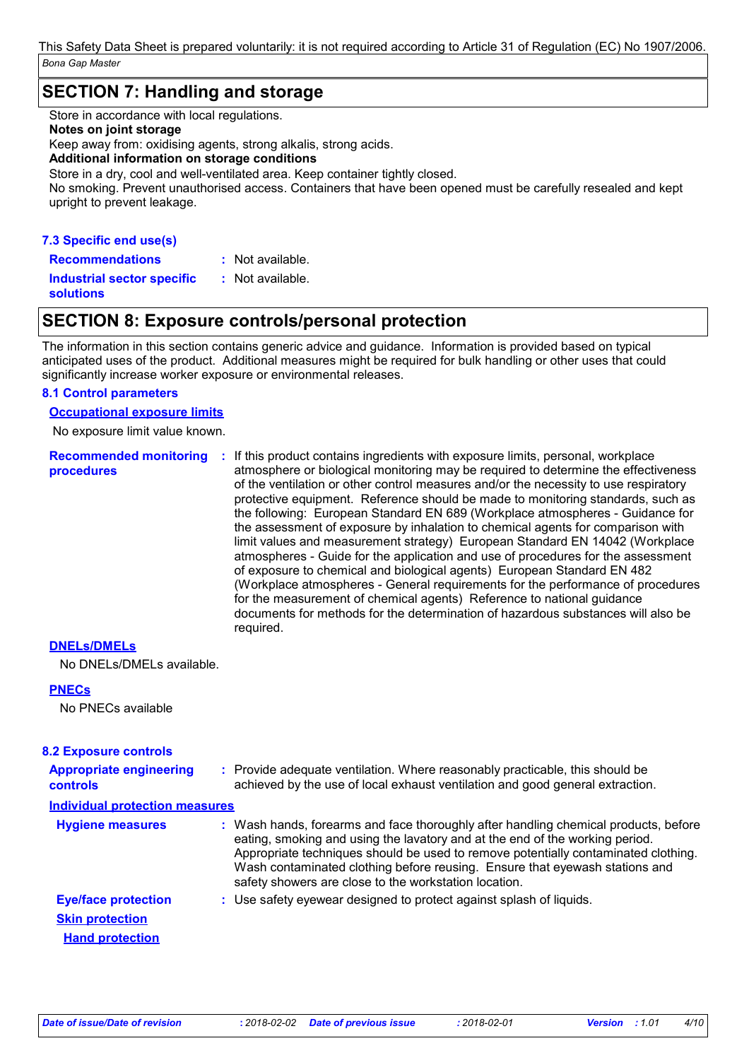## SECTION 7: Handling and storage

Store in accordance with local regulations.

**Notes on joint storage**

Keep away from: oxidising agents, strong alkalis, strong acids.

**Additional information on storage conditions**

Store in a dry, cool and well-ventilated area. Keep container tightly closed.
No smoking. Prevent unauthorised access. Containers that have been opened must be carefully resealed and kept upright to prevent leakage.

### 7.3 Specific end use(s)

**Recommendations** : Not available.

**Industrial sector specific solutions** : Not available.

## SECTION 8: Exposure controls/personal protection

The information in this section contains generic advice and guidance. Information is provided based on typical anticipated uses of the product. Additional measures might be required for bulk handling or other uses that could significantly increase worker exposure or environmental releases.

### 8.1 Control parameters

**Occupational exposure limits**

No exposure limit value known.

**Recommended monitoring procedures** : If this product contains ingredients with exposure limits, personal, workplace atmosphere or biological monitoring may be required to determine the effectiveness of the ventilation or other control measures and/or the necessity to use respiratory protective equipment. Reference should be made to monitoring standards, such as the following: European Standard EN 689 (Workplace atmospheres - Guidance for the assessment of exposure by inhalation to chemical agents for comparison with limit values and measurement strategy) European Standard EN 14042 (Workplace atmospheres - Guide for the application and use of procedures for the assessment of exposure to chemical and biological agents) European Standard EN 482 (Workplace atmospheres - General requirements for the performance of procedures for the measurement of chemical agents) Reference to national guidance documents for methods for the determination of hazardous substances will also be required.

**DNELs/DMELs**

No DNELs/DMELs available.

**PNECs**

No PNECs available

### 8.2 Exposure controls

**Appropriate engineering controls** : Provide adequate ventilation. Where reasonably practicable, this should be achieved by the use of local exhaust ventilation and good general extraction.

**Individual protection measures**

**Hygiene measures** : Wash hands, forearms and face thoroughly after handling chemical products, before eating, smoking and using the lavatory and at the end of the working period. Appropriate techniques should be used to remove potentially contaminated clothing. Wash contaminated clothing before reusing. Ensure that eyewash stations and safety showers are close to the workstation location.

**Eye/face protection** : Use safety eyewear designed to protect against splash of liquids.

**Skin protection**

**Hand protection**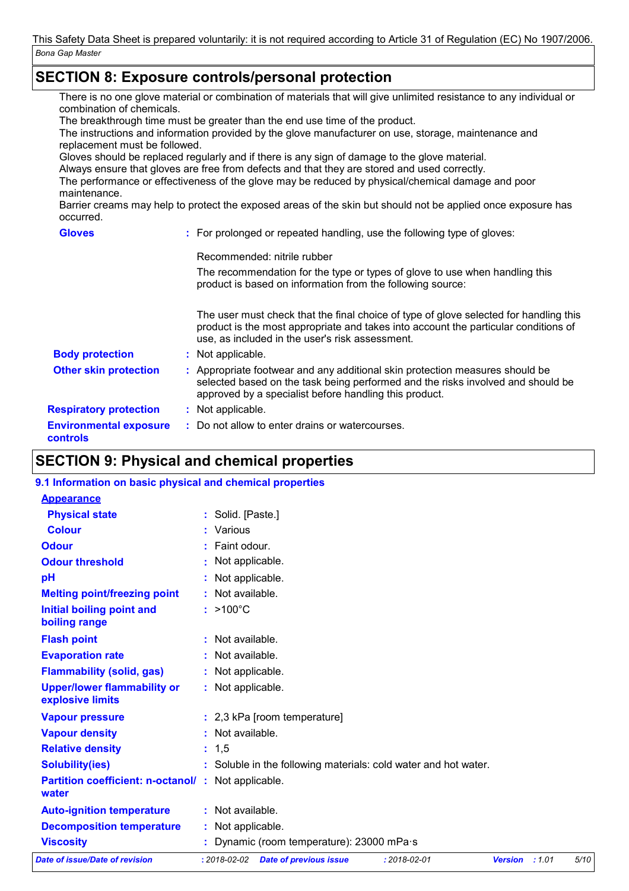## SECTION 8: Exposure controls/personal protection

There is no one glove material or combination of materials that will give unlimited resistance to any individual or combination of chemicals.
The breakthrough time must be greater than the end use time of the product.
The instructions and information provided by the glove manufacturer on use, storage, maintenance and replacement must be followed.
Gloves should be replaced regularly and if there is any sign of damage to the glove material.
Always ensure that gloves are free from defects and that they are stored and used correctly.
The performance or effectiveness of the glove may be reduced by physical/chemical damage and poor maintenance.
Barrier creams may help to protect the exposed areas of the skin but should not be applied once exposure has occurred.

| | |
|---|---|
| **Gloves** | : For prolonged or repeated handling, use the following type of gloves: <br><br> Recommended: nitrile rubber <br> The recommendation for the type or types of glove to use when handling this product is based on information from the following source: <br><br> The user must check that the final choice of type of glove selected for handling this product is the most appropriate and takes into account the particular conditions of use, as included in the user's risk assessment. |
| **Body protection** | : Not applicable. |
| **Other skin protection** | : Appropriate footwear and any additional skin protection measures should be selected based on the task being performed and the risks involved and should be approved by a specialist before handling this product. |
| **Respiratory protection** | : Not applicable. |
| **Environmental exposure controls** | : Do not allow to enter drains or watercourses. |

## SECTION 9: Physical and chemical properties

### 9.1 Information on basic physical and chemical properties

| | |
|---|---|
| **Appearance** | |
| **Physical state** | : Solid. [Paste.] |
| **Colour** | : Various |
| **Odour** | : Faint odour. |
| **Odour threshold** | : Not applicable. |
| **pH** | : Not applicable. |
| **Melting point/freezing point** | : Not available. |
| **Initial boiling point and boiling range** | : >100°C |
| **Flash point** | : Not available. |
| **Evaporation rate** | : Not available. |
| **Flammability (solid, gas)** | : Not applicable. |
| **Upper/lower flammability or explosive limits** | : Not applicable. |
| **Vapour pressure** | : 2,3 kPa [room temperature] |
| **Vapour density** | : Not available. |
| **Relative density** | : 1,5 |
| **Solubility(ies)** | : Soluble in the following materials: cold water and hot water. |
| **Partition coefficient: n-octanol/ water** | : Not applicable. |
| **Auto-ignition temperature** | : Not available. |
| **Decomposition temperature** | : Not applicable. |
| **Viscosity** | : Dynamic (room temperature): 23000 mPa·s |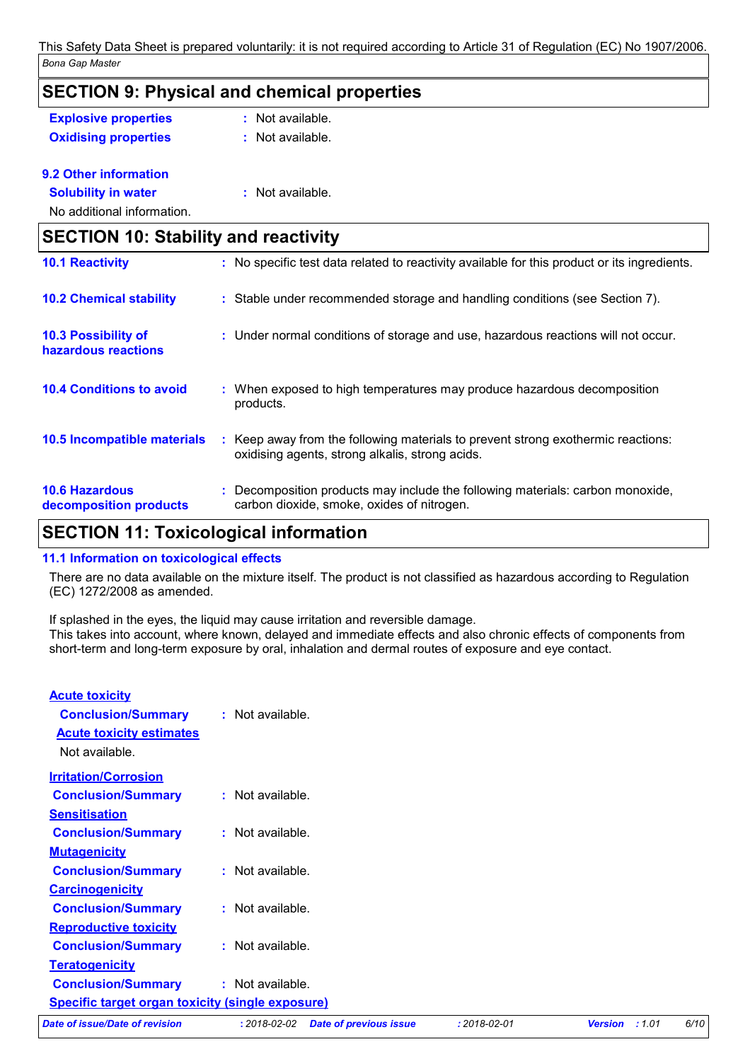## SECTION 9: Physical and chemical properties

**Explosive properties** : Not available.

**Oxidising properties** : Not available.

**9.2 Other information**

**Solubility in water** : Not available.

No additional information.

## SECTION 10: Stability and reactivity

**10.1 Reactivity** : No specific test data related to reactivity available for this product or its ingredients.

**10.2 Chemical stability** : Stable under recommended storage and handling conditions (see Section 7).

**10.3 Possibility of hazardous reactions** : Under normal conditions of storage and use, hazardous reactions will not occur.

**10.4 Conditions to avoid** : When exposed to high temperatures may produce hazardous decomposition products.

**10.5 Incompatible materials** : Keep away from the following materials to prevent strong exothermic reactions: oxidising agents, strong alkalis, strong acids.

**10.6 Hazardous decomposition products** : Decomposition products may include the following materials: carbon monoxide, carbon dioxide, smoke, oxides of nitrogen.

## SECTION 11: Toxicological information

**11.1 Information on toxicological effects**

There are no data available on the mixture itself. The product is not classified as hazardous according to Regulation (EC) 1272/2008 as amended.

If splashed in the eyes, the liquid may cause irritation and reversible damage.
This takes into account, where known, delayed and immediate effects and also chronic effects of components from short-term and long-term exposure by oral, inhalation and dermal routes of exposure and eye contact.

**Acute toxicity**

**Conclusion/Summary** : Not available.

**Acute toxicity estimates**

Not available.

**Irritation/Corrosion**

**Conclusion/Summary** : Not available.

**Sensitisation**

**Conclusion/Summary** : Not available.

**Mutagenicity**

**Conclusion/Summary** : Not available.

**Carcinogenicity**

**Conclusion/Summary** : Not available.

**Reproductive toxicity**

**Conclusion/Summary** : Not available.

**Teratogenicity**

**Conclusion/Summary** : Not available.

**Specific target organ toxicity (single exposure)**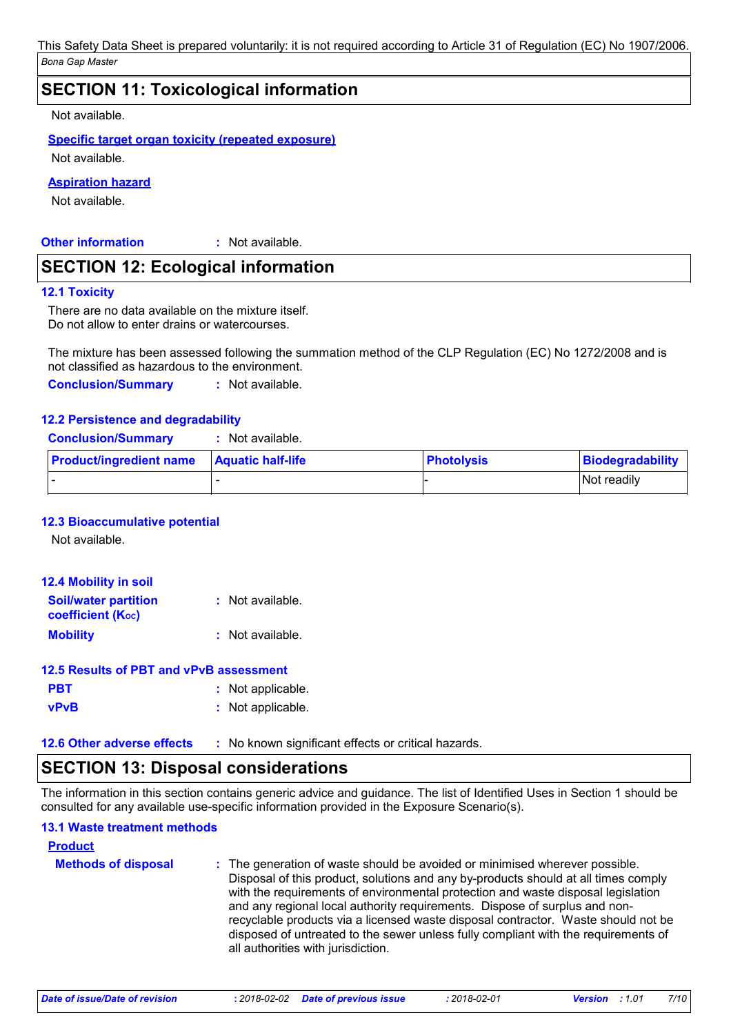## SECTION 11: Toxicological information

Not available.

**Specific target organ toxicity (repeated exposure)**

Not available.

**Aspiration hazard**

Not available.

**Other information** : Not available.

## SECTION 12: Ecological information

### 12.1 Toxicity

There are no data available on the mixture itself.
Do not allow to enter drains or watercourses.

The mixture has been assessed following the summation method of the CLP Regulation (EC) No 1272/2008 and is not classified as hazardous to the environment.

**Conclusion/Summary** : Not available.

### 12.2 Persistence and degradability

**Conclusion/Summary** : Not available.

| Product/ingredient name | Aquatic half-life | Photolysis | Biodegradability |
|---|---|---|---|
| - | - | - | Not readily |

### 12.3 Bioaccumulative potential

Not available.

### 12.4 Mobility in soil

**Soil/water partition coefficient ($K_{OC}$)** : Not available.

**Mobility** : Not available.

### 12.5 Results of PBT and vPvB assessment

**PBT** : Not applicable.

**vPvB** : Not applicable.

### 12.6 Other adverse effects : No known significant effects or critical hazards.

## SECTION 13: Disposal considerations

The information in this section contains generic advice and guidance. The list of Identified Uses in Section 1 should be consulted for any available use-specific information provided in the Exposure Scenario(s).

### 13.1 Waste treatment methods

**Product**

**Methods of disposal** : The generation of waste should be avoided or minimised wherever possible. Disposal of this product, solutions and any by-products should at all times comply with the requirements of environmental protection and waste disposal legislation and any regional local authority requirements. Dispose of surplus and non-recyclable products via a licensed waste disposal contractor. Waste should not be disposed of untreated to the sewer unless fully compliant with the requirements of all authorities with jurisdiction.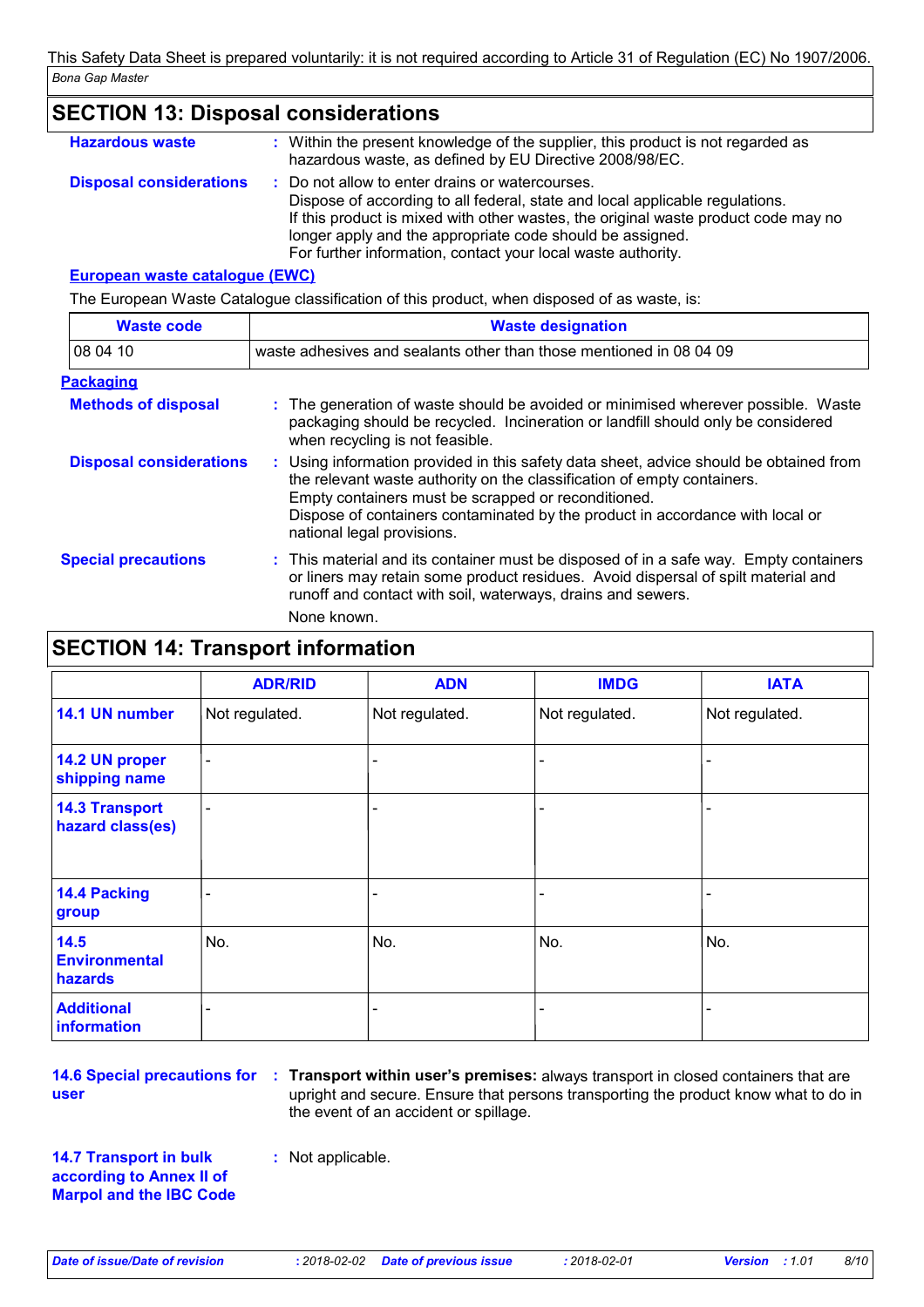This Safety Data Sheet is prepared voluntarily: it is not required according to Article 31 of Regulation (EC) No 1907/2006.

## SECTION 13: Disposal considerations

**Hazardous waste** : Within the present knowledge of the supplier, this product is not regarded as hazardous waste, as defined by EU Directive 2008/98/EC.

**Disposal considerations** : Do not allow to enter drains or watercourses.
Dispose of according to all federal, state and local applicable regulations.
If this product is mixed with other wastes, the original waste product code may no longer apply and the appropriate code should be assigned.
For further information, contact your local waste authority.

**European waste catalogue (EWC)**

The European Waste Catalogue classification of this product, when disposed of as waste, is:

| Waste code | Waste designation |
|---|---|
| 08 04 10 | waste adhesives and sealants other than those mentioned in 08 04 09 |

**Packaging**

**Methods of disposal** : The generation of waste should be avoided or minimised wherever possible. Waste packaging should be recycled. Incineration or landfill should only be considered when recycling is not feasible.

**Disposal considerations** : Using information provided in this safety data sheet, advice should be obtained from the relevant waste authority on the classification of empty containers.
Empty containers must be scrapped or reconditioned.
Dispose of containers contaminated by the product in accordance with local or national legal provisions.

**Special precautions** : This material and its container must be disposed of in a safe way. Empty containers or liners may retain some product residues. Avoid dispersal of spilt material and runoff and contact with soil, waterways, drains and sewers.
None known.

## SECTION 14: Transport information

| | ADR/RID | ADN | IMDG | IATA |
|---|---|---|---|---|
| **14.1 UN number** | Not regulated. | Not regulated. | Not regulated. | Not regulated. |
| **14.2 UN proper shipping name** | - | - | - | - |
| **14.3 Transport hazard class(es)** | - | - | - | - |
| **14.4 Packing group** | - | - | - | - |
| **14.5 Environmental hazards** | No. | No. | No. | No. |
| **Additional information** | - | - | - | - |

**14.6 Special precautions for user** : **Transport within user's premises:** always transport in closed containers that are upright and secure. Ensure that persons transporting the product know what to do in the event of an accident or spillage.

**14.7 Transport in bulk according to Annex II of Marpol and the IBC Code** : Not applicable.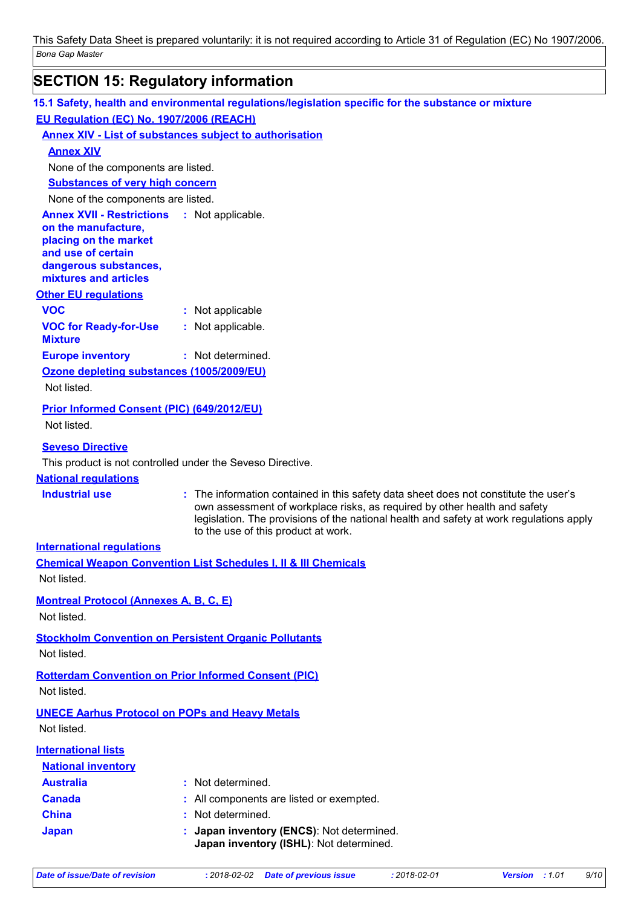This Safety Data Sheet is prepared voluntarily: it is not required according to Article 31 of Regulation (EC) No 1907/2006.

*Bona Gap Master*

## SECTION 15: Regulatory information

### 15.1 Safety, health and environmental regulations/legislation specific for the substance or mixture

**EU Regulation (EC) No. 1907/2006 (REACH)**

**Annex XIV - List of substances subject to authorisation**

**Annex XIV**

None of the components are listed.

**Substances of very high concern**

None of the components are listed.

**Annex XVII - Restrictions on the manufacture, placing on the market and use of certain dangerous substances, mixtures and articles** : Not applicable.

**Other EU regulations**

**VOC** : Not applicable

**VOC for Ready-for-Use Mixture** : Not applicable.

**Europe inventory** : Not determined.

**Ozone depleting substances (1005/2009/EU)**

Not listed.

**Prior Informed Consent (PIC) (649/2012/EU)**

Not listed.

**Seveso Directive**

This product is not controlled under the Seveso Directive.

**National regulations**

**Industrial use** : The information contained in this safety data sheet does not constitute the user's own assessment of workplace risks, as required by other health and safety legislation. The provisions of the national health and safety at work regulations apply to the use of this product at work.

**International regulations**

**Chemical Weapon Convention List Schedules I, II & III Chemicals**

Not listed.

**Montreal Protocol (Annexes A, B, C, E)**

Not listed.

**Stockholm Convention on Persistent Organic Pollutants**

Not listed.

**Rotterdam Convention on Prior Informed Consent (PIC)**

Not listed.

**UNECE Aarhus Protocol on POPs and Heavy Metals**

Not listed.

**International lists**

**National inventory**

**Australia** : Not determined.

**Canada** : All components are listed or exempted.

**China** : Not determined.

**Japan** : **Japan inventory (ENCS)**: Not determined.
**Japan inventory (ISHL)**: Not determined.

| Date of issue/Date of revision | : 2018-02-02 | Date of previous issue | : 2018-02-01 | Version | : 1.01 |
|---|---|---|---|---|---|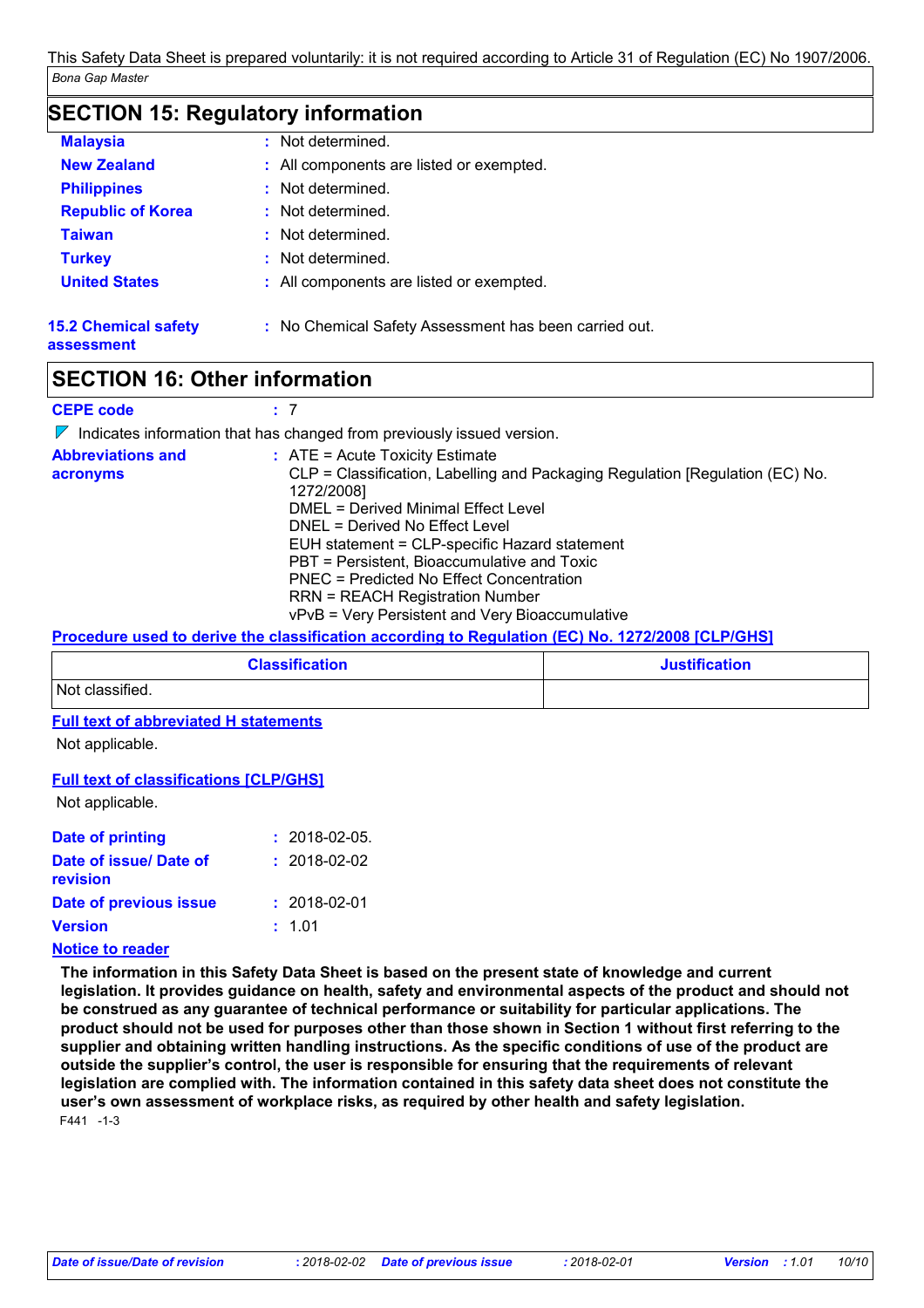This Safety Data Sheet is prepared voluntarily: it is not required according to Article 31 of Regulation (EC) No 1907/2006.

*Bona Gap Master*

## SECTION 15: Regulatory information

| | |
|---|---|
| **Malaysia** | : Not determined. |
| **New Zealand** | : All components are listed or exempted. |
| **Philippines** | : Not determined. |
| **Republic of Korea** | : Not determined. |
| **Taiwan** | : Not determined. |
| **Turkey** | : Not determined. |
| **United States** | : All components are listed or exempted. |

**15.2 Chemical safety assessment** : No Chemical Safety Assessment has been carried out.

## SECTION 16: Other information

**CEPE code** : 7

▼ Indicates information that has changed from previously issued version.

**Abbreviations and acronyms** :
ATE = Acute Toxicity Estimate
CLP = Classification, Labelling and Packaging Regulation [Regulation (EC) No. 1272/2008]
DMEL = Derived Minimal Effect Level
DNEL = Derived No Effect Level
EUH statement = CLP-specific Hazard statement
PBT = Persistent, Bioaccumulative and Toxic
PNEC = Predicted No Effect Concentration
RRN = REACH Registration Number
vPvB = Very Persistent and Very Bioaccumulative

**Procedure used to derive the classification according to Regulation (EC) No. 1272/2008 [CLP/GHS]**

| Classification | Justification |
|---|---|
| Not classified. | |

**Full text of abbreviated H statements**

Not applicable.

**Full text of classifications [CLP/GHS]**

Not applicable.

| | |
|---|---|
| **Date of printing** | : 2018-02-05. |
| **Date of issue/ Date of revision** | : 2018-02-02 |
| **Date of previous issue** | : 2018-02-01 |
| **Version** | : 1.01 |

**Notice to reader**

**The information in this Safety Data Sheet is based on the present state of knowledge and current legislation. It provides guidance on health, safety and environmental aspects of the product and should not be construed as any guarantee of technical performance or suitability for particular applications. The product should not be used for purposes other than those shown in Section 1 without first referring to the supplier and obtaining written handling instructions. As the specific conditions of use of the product are outside the supplier's control, the user is responsible for ensuring that the requirements of relevant legislation are complied with. The information contained in this safety data sheet does not constitute the user's own assessment of workplace risks, as required by other health and safety legislation.**

F441 -1-3